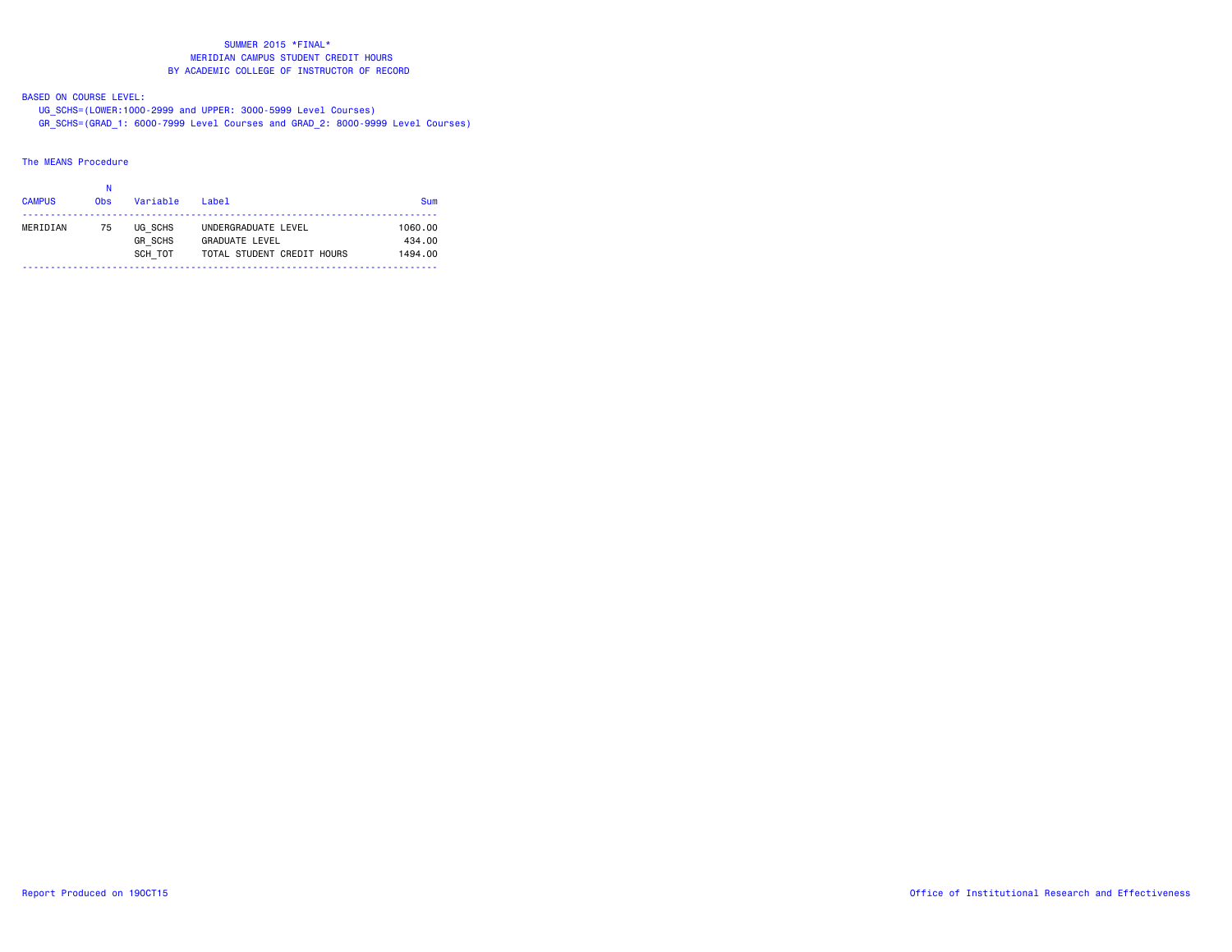# SUMMER 2015 *FINAL*
## MERIDIAN CAMPUS STUDENT CREDIT HOURS
## BY ACADEMIC COLLEGE OF INSTRUCTOR OF RECORD

BASED ON COURSE LEVEL:

UG_SCHS=(LOWER:1000-2999 and UPPER: 3000-5999 Level Courses)

GR_SCHS=(GRAD_1: 6000-7999 Level Courses and GRAD_2: 8000-9999 Level Courses)

The MEANS Procedure

| CAMPUS | N Obs | Variable | Label | Sum |
|---|---|---|---|---|
| MERIDIAN | 75 | UG_SCHS | UNDERGRADUATE LEVEL | 1060.00 |
| | | GR_SCHS | GRADUATE LEVEL | 434.00 |
| | | SCH_TOT | TOTAL STUDENT CREDIT HOURS | 1494.00 |

Report Produced on 19OCT15

Office of Institutional Research and Effectiveness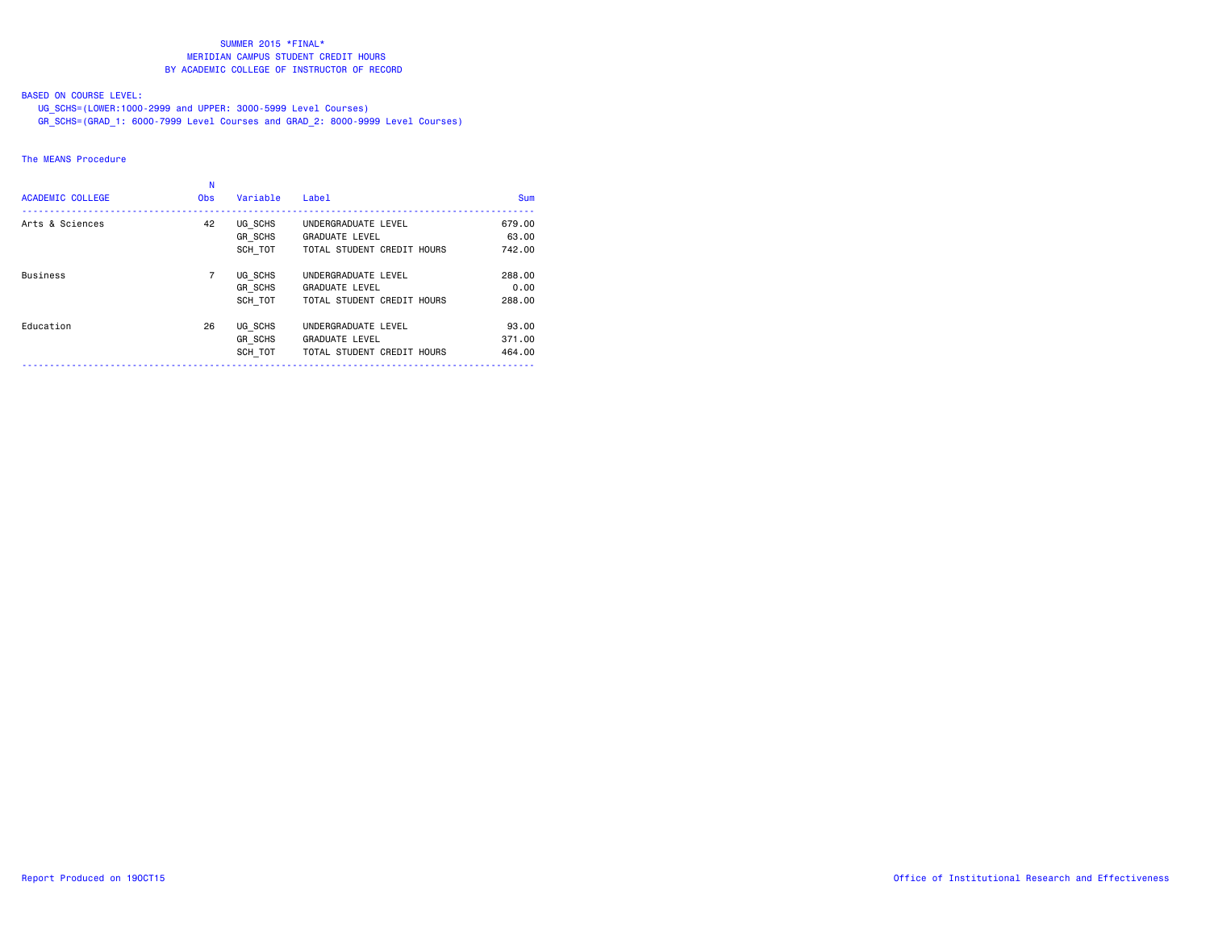SUMMER 2015 *FINAL*
MERIDIAN CAMPUS STUDENT CREDIT HOURS
BY ACADEMIC COLLEGE OF INSTRUCTOR OF RECORD

BASED ON COURSE LEVEL:
UG_SCHS=(LOWER:1000-2999 and UPPER: 3000-5999 Level Courses)
GR_SCHS=(GRAD_1: 6000-7999 Level Courses and GRAD_2: 8000-9999 Level Courses)

The MEANS Procedure

| ACADEMIC COLLEGE | N Obs | Variable | Label | Sum |
|---|---|---|---|---|
| Arts & Sciences | 42 | UG_SCHS | UNDERGRADUATE LEVEL | 679.00 |
| | | GR_SCHS | GRADUATE LEVEL | 63.00 |
| | | SCH_TOT | TOTAL STUDENT CREDIT HOURS | 742.00 |
| Business | 7 | UG_SCHS | UNDERGRADUATE LEVEL | 288.00 |
| | | GR_SCHS | GRADUATE LEVEL | 0.00 |
| | | SCH_TOT | TOTAL STUDENT CREDIT HOURS | 288.00 |
| Education | 26 | UG_SCHS | UNDERGRADUATE LEVEL | 93.00 |
| | | GR_SCHS | GRADUATE LEVEL | 371.00 |
| | | SCH_TOT | TOTAL STUDENT CREDIT HOURS | 464.00 |

Report Produced on 19OCT15

Office of Institutional Research and Effectiveness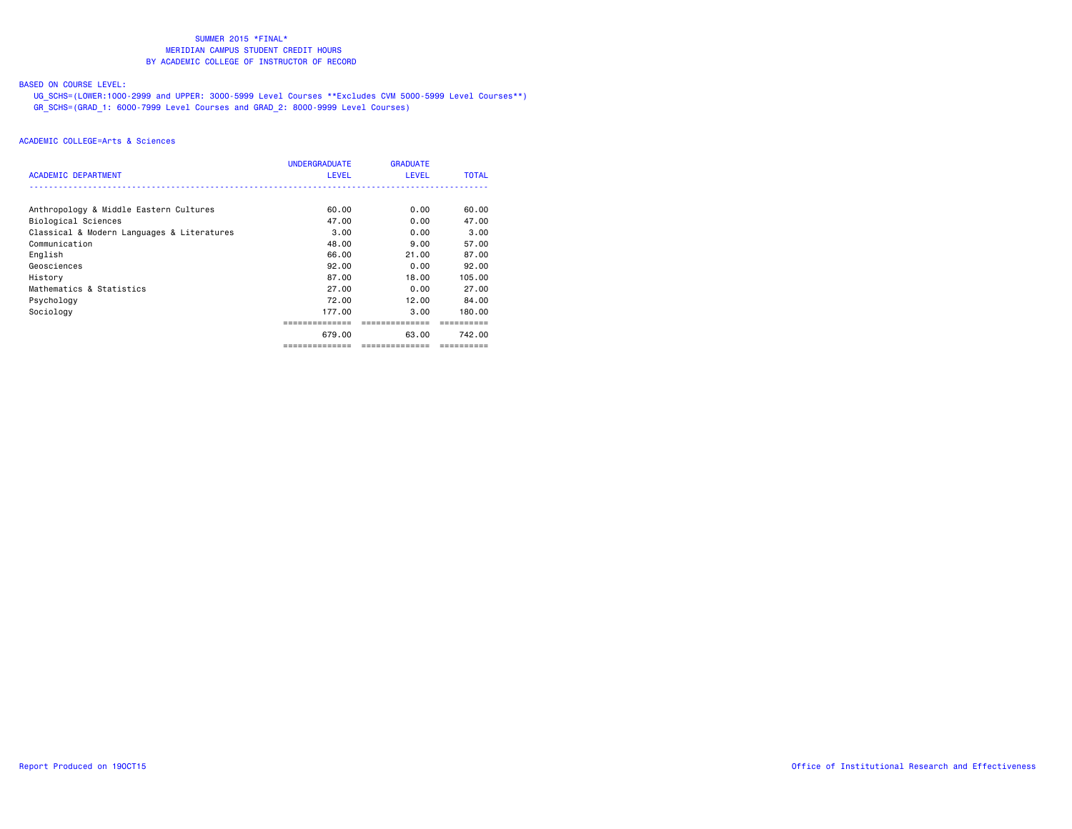# SUMMER 2015 *FINAL*
## MERIDIAN CAMPUS STUDENT CREDIT HOURS
## BY ACADEMIC COLLEGE OF INSTRUCTOR OF RECORD

BASED ON COURSE LEVEL:

UG_SCHS=(LOWER:1000-2999 and UPPER: 3000-5999 Level Courses **Excludes CVM 5000-5999 Level Courses**)

GR_SCHS=(GRAD_1: 6000-7999 Level Courses and GRAD_2: 8000-9999 Level Courses)

ACADEMIC COLLEGE=Arts & Sciences

| ACADEMIC DEPARTMENT | UNDERGRADUATE LEVEL | GRADUATE LEVEL | TOTAL |
|---|---|---|---|
| Anthropology & Middle Eastern Cultures | 60.00 | 0.00 | 60.00 |
| Biological Sciences | 47.00 | 0.00 | 47.00 |
| Classical & Modern Languages & Literatures | 3.00 | 0.00 | 3.00 |
| Communication | 48.00 | 9.00 | 57.00 |
| English | 66.00 | 21.00 | 87.00 |
| Geosciences | 92.00 | 0.00 | 92.00 |
| History | 87.00 | 18.00 | 105.00 |
| Mathematics & Statistics | 27.00 | 0.00 | 27.00 |
| Psychology | 72.00 | 12.00 | 84.00 |
| Sociology | 177.00 | 3.00 | 180.00 |
| | 679.00 | 63.00 | 742.00 |

Report Produced on 19OCT15

Office of Institutional Research and Effectiveness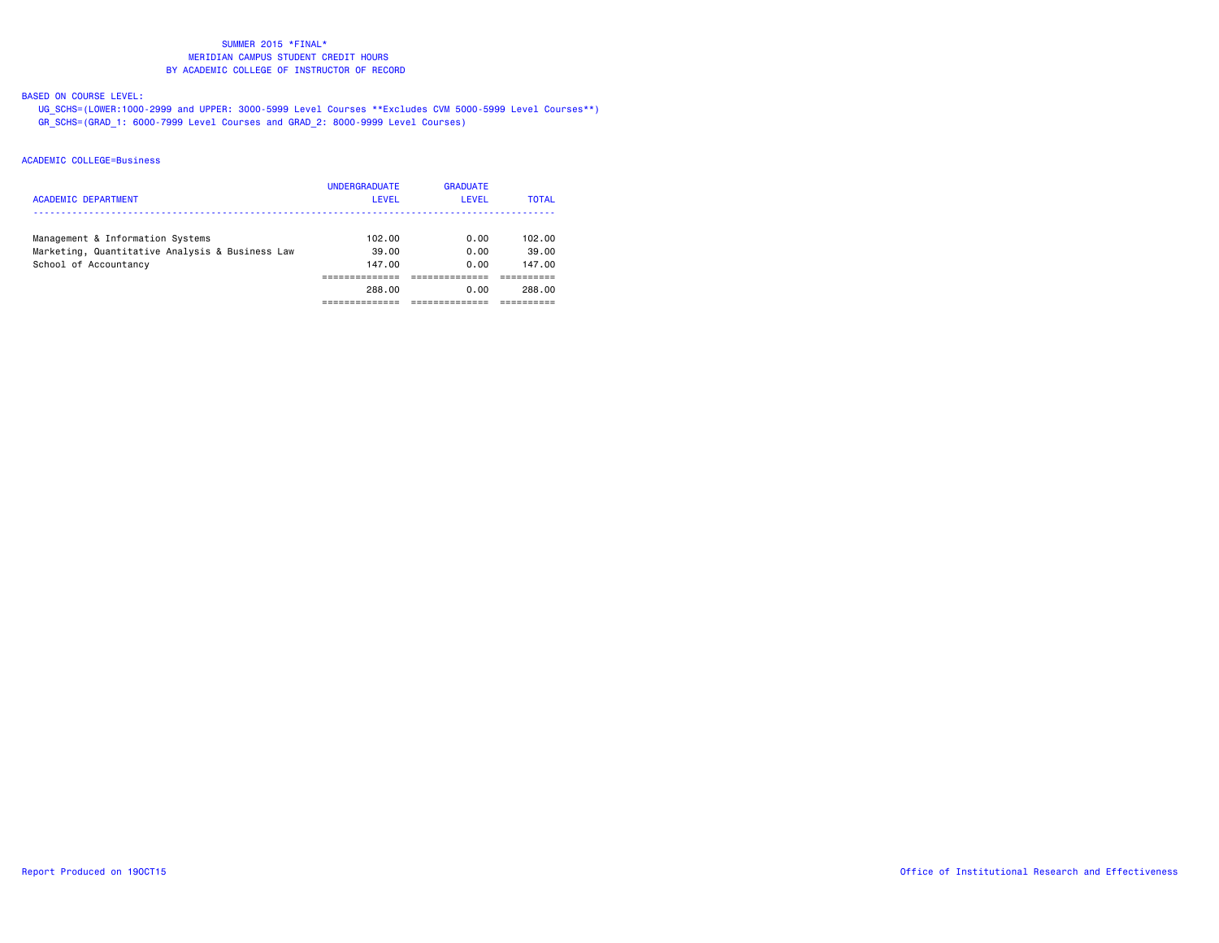SUMMER 2015 *FINAL*
MERIDIAN CAMPUS STUDENT CREDIT HOURS
BY ACADEMIC COLLEGE OF INSTRUCTOR OF RECORD

BASED ON COURSE LEVEL:
UG_SCHS=(LOWER:1000-2999 and UPPER: 3000-5999 Level Courses **Excludes CVM 5000-5999 Level Courses**)
GR_SCHS=(GRAD_1: 6000-7999 Level Courses and GRAD_2: 8000-9999 Level Courses)

ACADEMIC COLLEGE=Business

| ACADEMIC DEPARTMENT | UNDERGRADUATE LEVEL | GRADUATE LEVEL | TOTAL |
|---|---|---|---|
| Management & Information Systems | 102.00 | 0.00 | 102.00 |
| Marketing, Quantitative Analysis & Business Law | 39.00 | 0.00 | 39.00 |
| School of Accountancy | 147.00 | 0.00 | 147.00 |
| | 288.00 | 0.00 | 288.00 |

Report Produced on 19OCT15 Office of Institutional Research and Effectiveness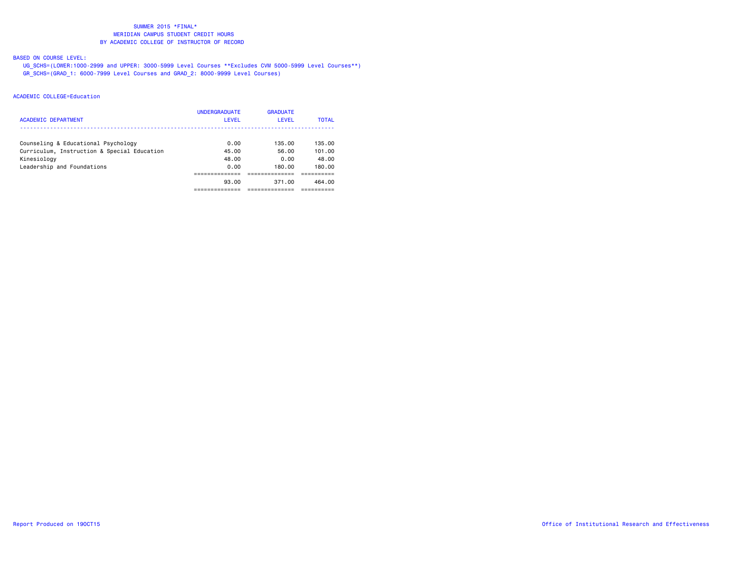SUMMER 2015 *FINAL*
MERIDIAN CAMPUS STUDENT CREDIT HOURS
BY ACADEMIC COLLEGE OF INSTRUCTOR OF RECORD

BASED ON COURSE LEVEL:

UG_SCHS=(LOWER:1000-2999 and UPPER: 3000-5999 Level Courses **Excludes CVM 5000-5999 Level Courses**)
GR_SCHS=(GRAD_1: 6000-7999 Level Courses and GRAD_2: 8000-9999 Level Courses)

ACADEMIC COLLEGE=Education

| ACADEMIC DEPARTMENT | UNDERGRADUATE LEVEL | GRADUATE LEVEL | TOTAL |
|---|---|---|---|
| Counseling & Educational Psychology | 0.00 | 135.00 | 135.00 |
| Curriculum, Instruction & Special Education | 45.00 | 56.00 | 101.00 |
| Kinesiology | 48.00 | 0.00 | 48.00 |
| Leadership and Foundations | 0.00 | 180.00 | 180.00 |
| | 93.00 | 371.00 | 464.00 |

Report Produced on 19OCT15 Office of Institutional Research and Effectiveness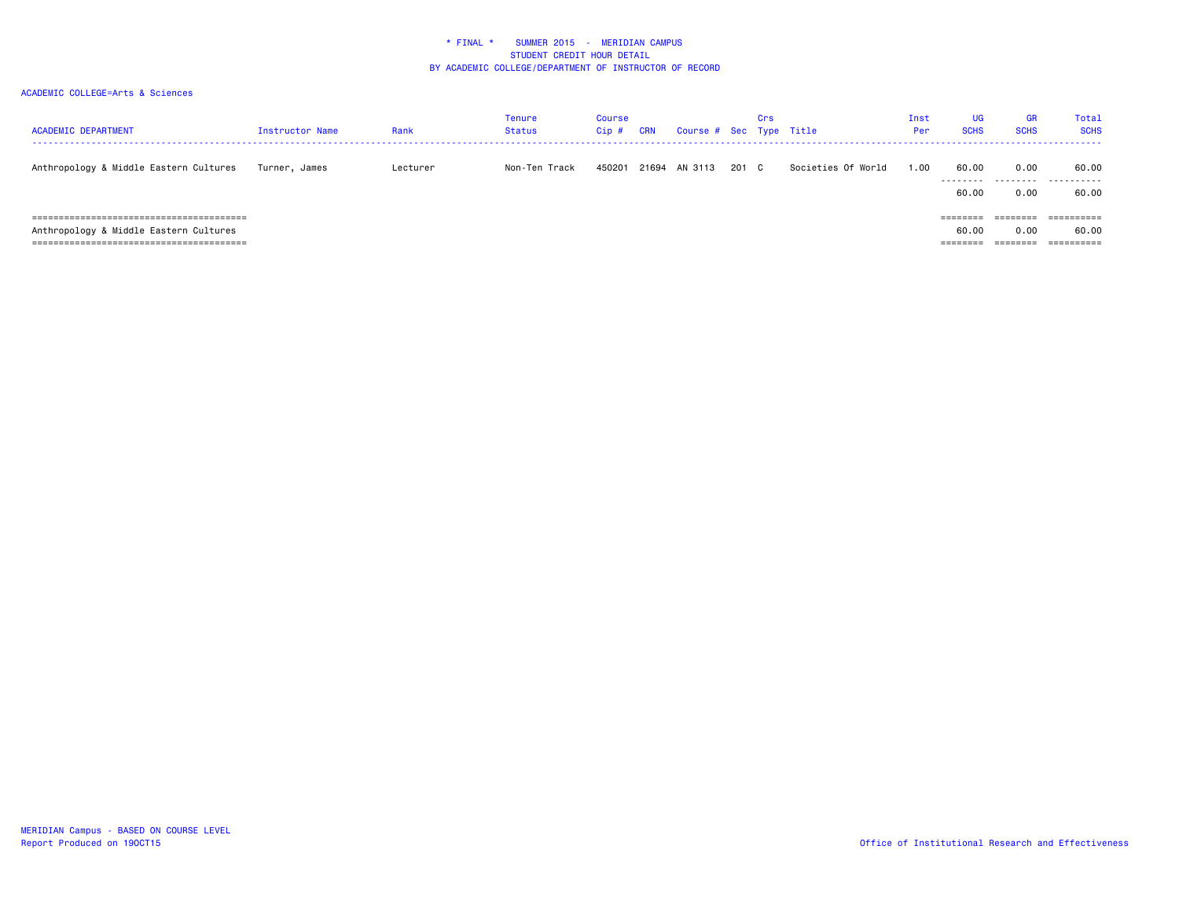\* FINAL \* SUMMER 2015 - MERIDIAN CAMPUS
STUDENT CREDIT HOUR DETAIL
BY ACADEMIC COLLEGE/DEPARTMENT OF INSTRUCTOR OF RECORD

ACADEMIC COLLEGE=Arts & Sciences

| ACADEMIC DEPARTMENT | Instructor Name | Rank | Tenure Status | Course Cip # | CRN | Course # | Sec | Crs Type | Title | Inst Per | UG SCHS | GR SCHS | Total SCHS |
|---|---|---|---|---|---|---|---|---|---|---|---|---|---|
| Anthropology & Middle Eastern Cultures | Turner, James | Lecturer | Non-Ten Track | 450201 | 21694 | AN 3113 | 201 | C | Societies Of World | 1.00 | 60.00 | 0.00 | 60.00 |
| | | | | | | | | | | | 60.00 | 0.00 | 60.00 |
| Anthropology & Middle Eastern Cultures | | | | | | | | | | | 60.00 | 0.00 | 60.00 |

MERIDIAN Campus - BASED ON COURSE LEVEL
Report Produced on 19OCT15

Office of Institutional Research and Effectiveness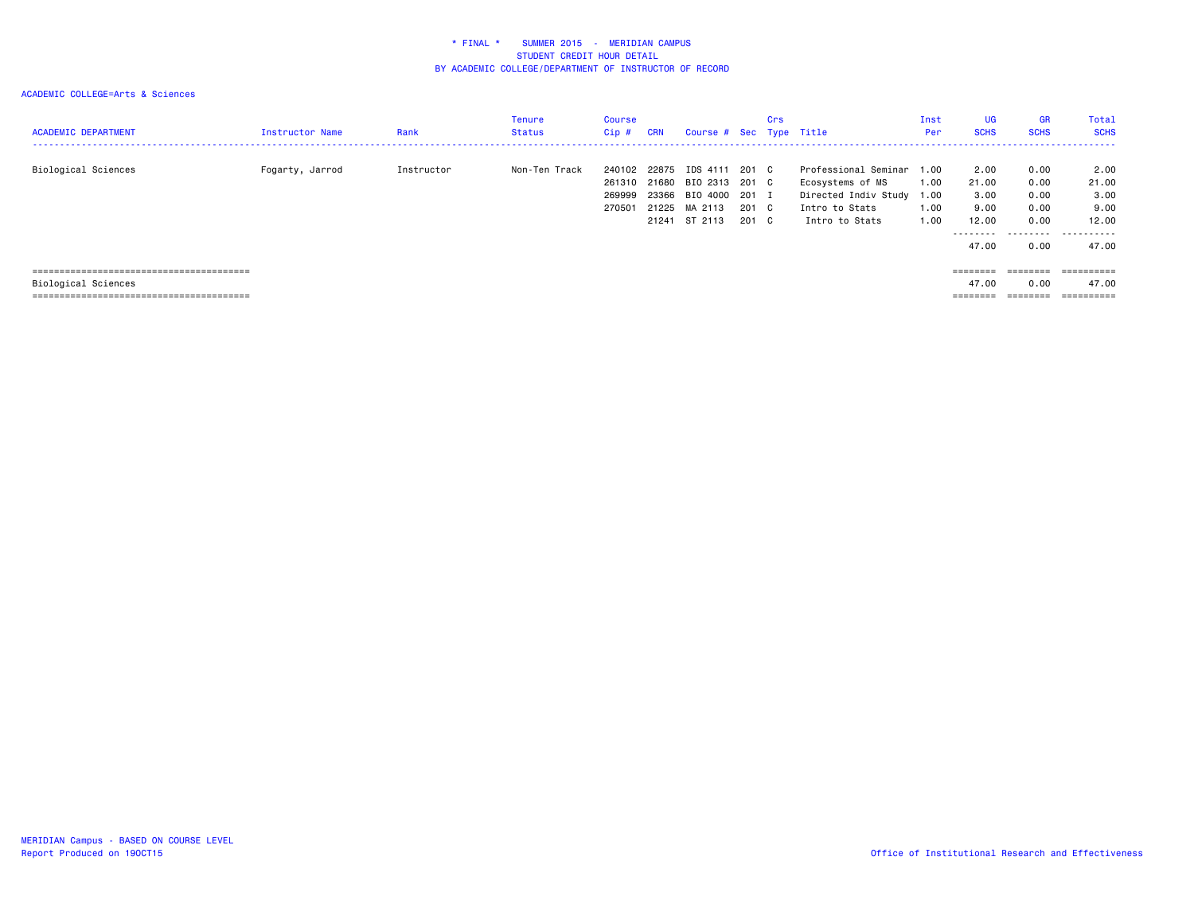* FINAL * SUMMER 2015 - MERIDIAN CAMPUS
STUDENT CREDIT HOUR DETAIL
BY ACADEMIC COLLEGE/DEPARTMENT OF INSTRUCTOR OF RECORD

ACADEMIC COLLEGE=Arts & Sciences

| ACADEMIC DEPARTMENT | Instructor Name | Rank | Tenure Status | Course Cip # | CRN | Course # | Sec | Crs Type | Title | Inst Per | UG SCHS | GR SCHS | Total SCHS |
|---|---|---|---|---|---|---|---|---|---|---|---|---|---|
| Biological Sciences | Fogarty, Jarrod | Instructor | Non-Ten Track | 240102 | 22875 | IDS 4111 | 201 | C | Professional Seminar | 1.00 | 2.00 | 0.00 | 2.00 |
| | | | | 261310 | 21680 | BIO 2313 | 201 | C | Ecosystems of MS | 1.00 | 21.00 | 0.00 | 21.00 |
| | | | | 269999 | 23366 | BIO 4000 | 201 | I | Directed Indiv Study | 1.00 | 3.00 | 0.00 | 3.00 |
| | | | | 270501 | 21225 | MA 2113 | 201 | C | Intro to Stats | 1.00 | 9.00 | 0.00 | 9.00 |
| | | | | | 21241 | ST 2113 | 201 | C | Intro to Stats | 1.00 | 12.00 | 0.00 | 12.00 |
| | | | | | | | | | | | 47.00 | 0.00 | 47.00 |
| Biological Sciences | | | | | | | | | | | 47.00 | 0.00 | 47.00 |

MERIDIAN Campus - BASED ON COURSE LEVEL
Report Produced on 19OCT15

Office of Institutional Research and Effectiveness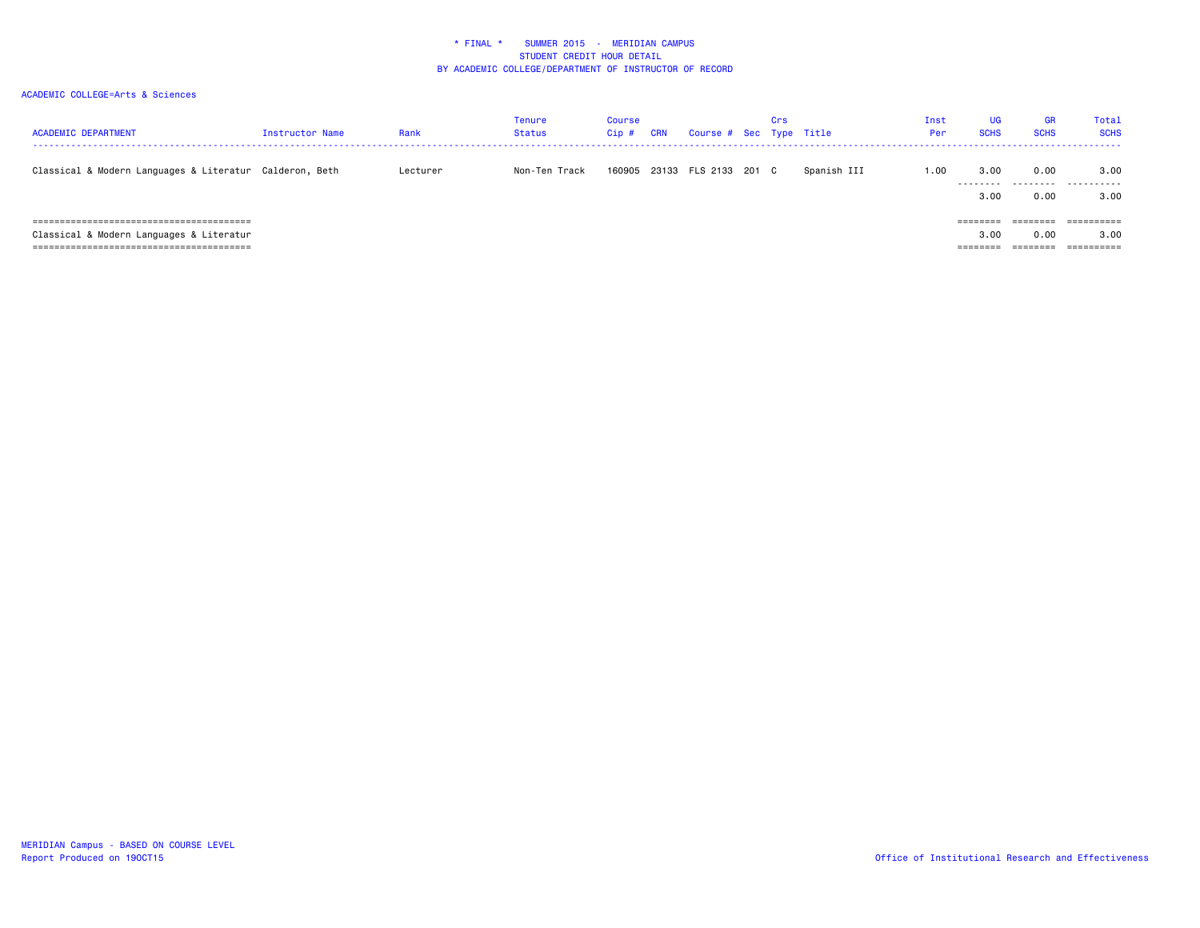\* FINAL \* SUMMER 2015 - MERIDIAN CAMPUS
STUDENT CREDIT HOUR DETAIL
BY ACADEMIC COLLEGE/DEPARTMENT OF INSTRUCTOR OF RECORD

ACADEMIC COLLEGE=Arts & Sciences

| ACADEMIC DEPARTMENT | Instructor Name | Rank | Tenure Status | Course Cip # | CRN | Course # | Sec | Crs Type | Title | Inst Per | UG SCHS | GR SCHS | Total SCHS |
|---|---|---|---|---|---|---|---|---|---|---|---|---|---|
| Classical & Modern Languages & Literatur | Calderon, Beth | Lecturer | Non-Ten Track | 160905 | 23133 | FLS 2133 | 201 | C | Spanish III | 1.00 | 3.00 | 0.00 | 3.00 |
| | | | | | | | | | | | 3.00 | 0.00 | 3.00 |
| Classical & Modern Languages & Literatur | | | | | | | | | | | 3.00 | 0.00 | 3.00 |

MERIDIAN Campus - BASED ON COURSE LEVEL
Report Produced on 19OCT15

Office of Institutional Research and Effectiveness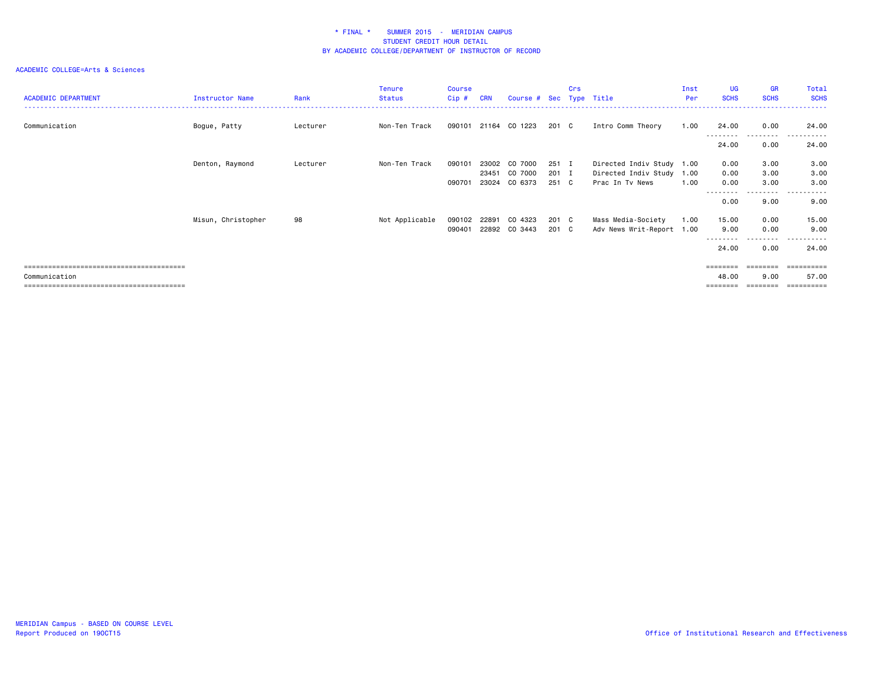\* FINAL \* SUMMER 2015 - MERIDIAN CAMPUS
STUDENT CREDIT HOUR DETAIL
BY ACADEMIC COLLEGE/DEPARTMENT OF INSTRUCTOR OF RECORD

ACADEMIC COLLEGE=Arts & Sciences

| ACADEMIC DEPARTMENT | Instructor Name | Rank | Tenure Status | Course Cip # | CRN | Course # | Sec | Crs Type | Title | Inst Per | UG SCHS | GR SCHS | Total SCHS |
|---|---|---|---|---|---|---|---|---|---|---|---|---|---|
| Communication | Bogue, Patty | Lecturer | Non-Ten Track | 090101 | 21164 | CO 1223 | 201 | C | Intro Comm Theory | 1.00 | 24.00 | 0.00 | 24.00 |
| | | | | | | | | | | | 24.00 | 0.00 | 24.00 |
| | Denton, Raymond | Lecturer | Non-Ten Track | 090101 | 23002 | CO 7000 | 251 | I | Directed Indiv Study | 1.00 | 0.00 | 3.00 | 3.00 |
| | | | | | 23451 | CO 7000 | 201 | I | Directed Indiv Study | 1.00 | 0.00 | 3.00 | 3.00 |
| | | | | 090701 | 23024 | CO 6373 | 251 | C | Prac In Tv News | 1.00 | 0.00 | 3.00 | 3.00 |
| | | | | | | | | | | | 0.00 | 9.00 | 9.00 |
| | Misun, Christopher | 98 | Not Applicable | 090102 | 22891 | CO 4323 | 201 | C | Mass Media-Society | 1.00 | 15.00 | 0.00 | 15.00 |
| | | | | 090401 | 22892 | CO 3443 | 201 | C | Adv News Writ-Report | 1.00 | 9.00 | 0.00 | 9.00 |
| | | | | | | | | | | | 24.00 | 0.00 | 24.00 |
| Communication | | | | | | | | | | | 48.00 | 9.00 | 57.00 |

MERIDIAN Campus - BASED ON COURSE LEVEL
Report Produced on 19OCT15

Office of Institutional Research and Effectiveness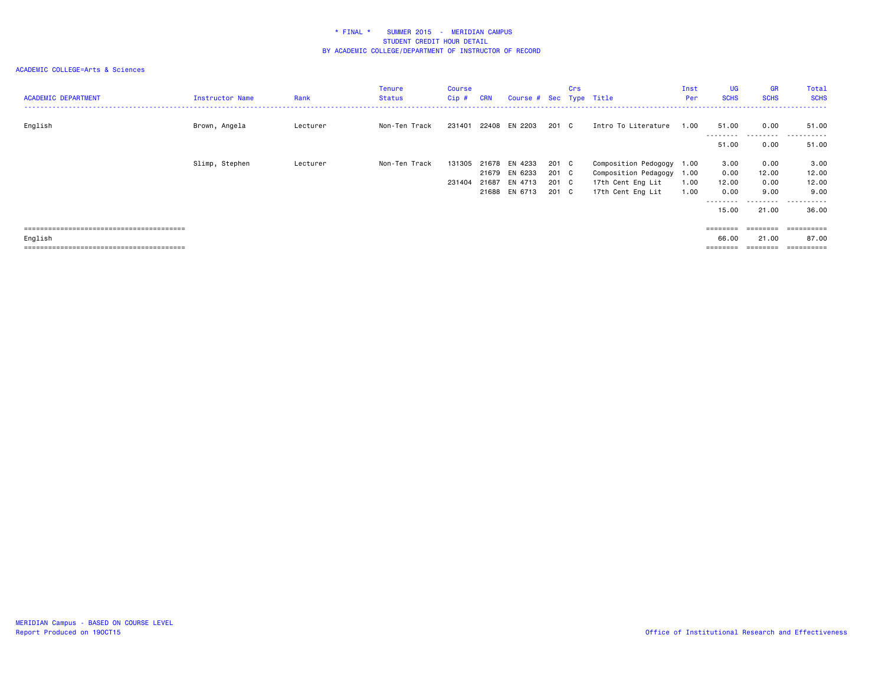\* FINAL \*    SUMMER 2015  -  MERIDIAN CAMPUS
STUDENT CREDIT HOUR DETAIL
BY ACADEMIC COLLEGE/DEPARTMENT OF INSTRUCTOR OF RECORD

ACADEMIC COLLEGE=Arts & Sciences

| ACADEMIC DEPARTMENT | Instructor Name | Rank | Tenure Status | Course Cip # | CRN | Course # | Sec | Crs Type | Title | Inst Per | UG SCHS | GR SCHS | Total SCHS |
|---|---|---|---|---|---|---|---|---|---|---|---|---|---|
| English | Brown, Angela | Lecturer | Non-Ten Track | 231401 | 22408 | EN 2203 | 201 | C | Intro To Literature | 1.00 | 51.00 | 0.00 | 51.00 |
| | | | | | | | | | | | 51.00 | 0.00 | 51.00 |
| | Slimp, Stephen | Lecturer | Non-Ten Track | 131305 | 21678 | EN 4233 | 201 | C | Composition Pedogogy | 1.00 | 3.00 | 0.00 | 3.00 |
| | | | | | 21679 | EN 6233 | 201 | C | Composition Pedagogy | 1.00 | 0.00 | 12.00 | 12.00 |
| | | | | 231404 | 21687 | EN 4713 | 201 | C | 17th Cent Eng Lit | 1.00 | 12.00 | 0.00 | 12.00 |
| | | | | | 21688 | EN 6713 | 201 | C | 17th Cent Eng Lit | 1.00 | 0.00 | 9.00 | 9.00 |
| | | | | | | | | | | | 15.00 | 21.00 | 36.00 |
| English | | | | | | | | | | | 66.00 | 21.00 | 87.00 |

MERIDIAN Campus - BASED ON COURSE LEVEL
Report Produced on 19OCT15

Office of Institutional Research and Effectiveness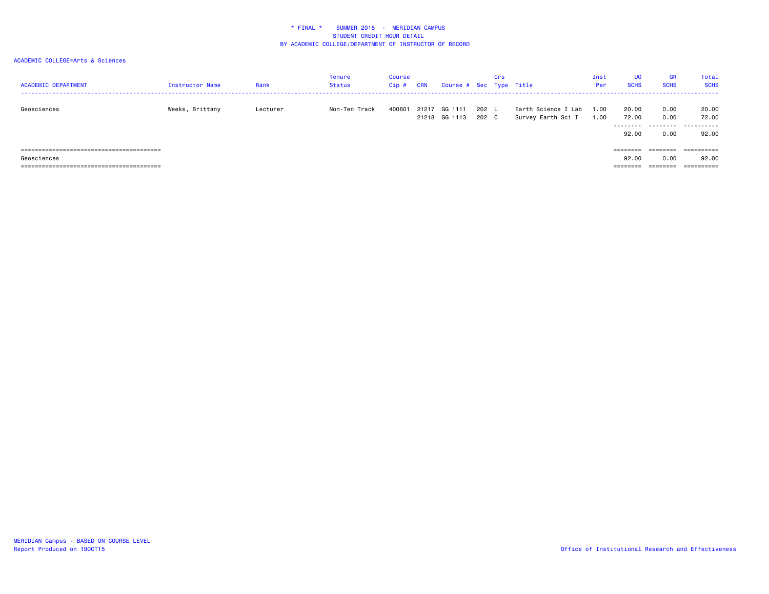* FINAL * SUMMER 2015 - MERIDIAN CAMPUS
STUDENT CREDIT HOUR DETAIL
BY ACADEMIC COLLEGE/DEPARTMENT OF INSTRUCTOR OF RECORD

ACADEMIC COLLEGE=Arts & Sciences

| ACADEMIC DEPARTMENT | Instructor Name | Rank | Tenure Status | Course Cip # | CRN | Course # | Sec | Crs Type | Title | Inst Per | UG SCHS | GR SCHS | Total SCHS |
|---|---|---|---|---|---|---|---|---|---|---|---|---|---|
| Geosciences | Weeks, Brittany | Lecturer | Non-Ten Track | 400601 | 21217 | GG 1111 | 202 | L | Earth Science I Lab | 1.00 | 20.00 | 0.00 | 20.00 |
| | | | | | 21218 | GG 1113 | 202 | C | Survey Earth Sci I | 1.00 | 72.00 | 0.00 | 72.00 |
| | | | | | | | | | | | 92.00 | 0.00 | 92.00 |
| Geosciences | | | | | | | | | | | 92.00 | 0.00 | 92.00 |

MERIDIAN Campus - BASED ON COURSE LEVEL
Report Produced on 19OCT15

Office of Institutional Research and Effectiveness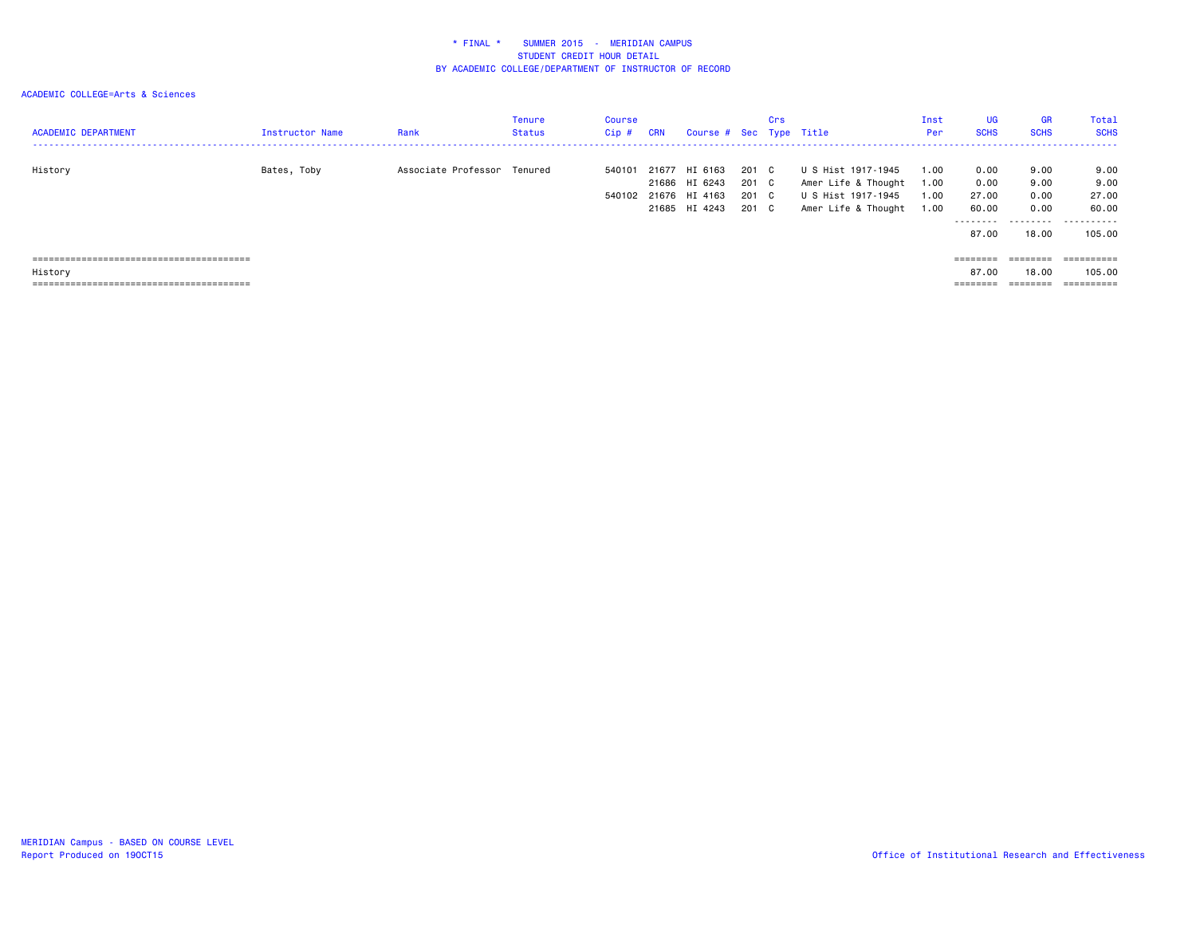**\* FINAL \*   SUMMER 2015 - MERIDIAN CAMPUS**
**STUDENT CREDIT HOUR DETAIL**
**BY ACADEMIC COLLEGE/DEPARTMENT OF INSTRUCTOR OF RECORD**

ACADEMIC COLLEGE=Arts & Sciences

| ACADEMIC DEPARTMENT | Instructor Name | Rank | Tenure Status | Course Cip # | CRN | Course # | Sec | Crs Type | Title | Inst Per | UG SCHS | GR SCHS | Total SCHS |
|---|---|---|---|---|---|---|---|---|---|---|---|---|---|
| History | Bates, Toby | Associate Professor | Tenured | 540101 | 21677 | HI 6163 | 201 | C | U S Hist 1917-1945 | 1.00 | 0.00 | 9.00 | 9.00 |
| | | | | | 21686 | HI 6243 | 201 | C | Amer Life & Thought | 1.00 | 0.00 | 9.00 | 9.00 |
| | | | | 540102 | 21676 | HI 4163 | 201 | C | U S Hist 1917-1945 | 1.00 | 27.00 | 0.00 | 27.00 |
| | | | | | 21685 | HI 4243 | 201 | C | Amer Life & Thought | 1.00 | 60.00 | 0.00 | 60.00 |
| | | | | | | | | | | | 87.00 | 18.00 | 105.00 |
| History | | | | | | | | | | | 87.00 | 18.00 | 105.00 |

MERIDIAN Campus - BASED ON COURSE LEVEL
Report Produced on 19OCT15

Office of Institutional Research and Effectiveness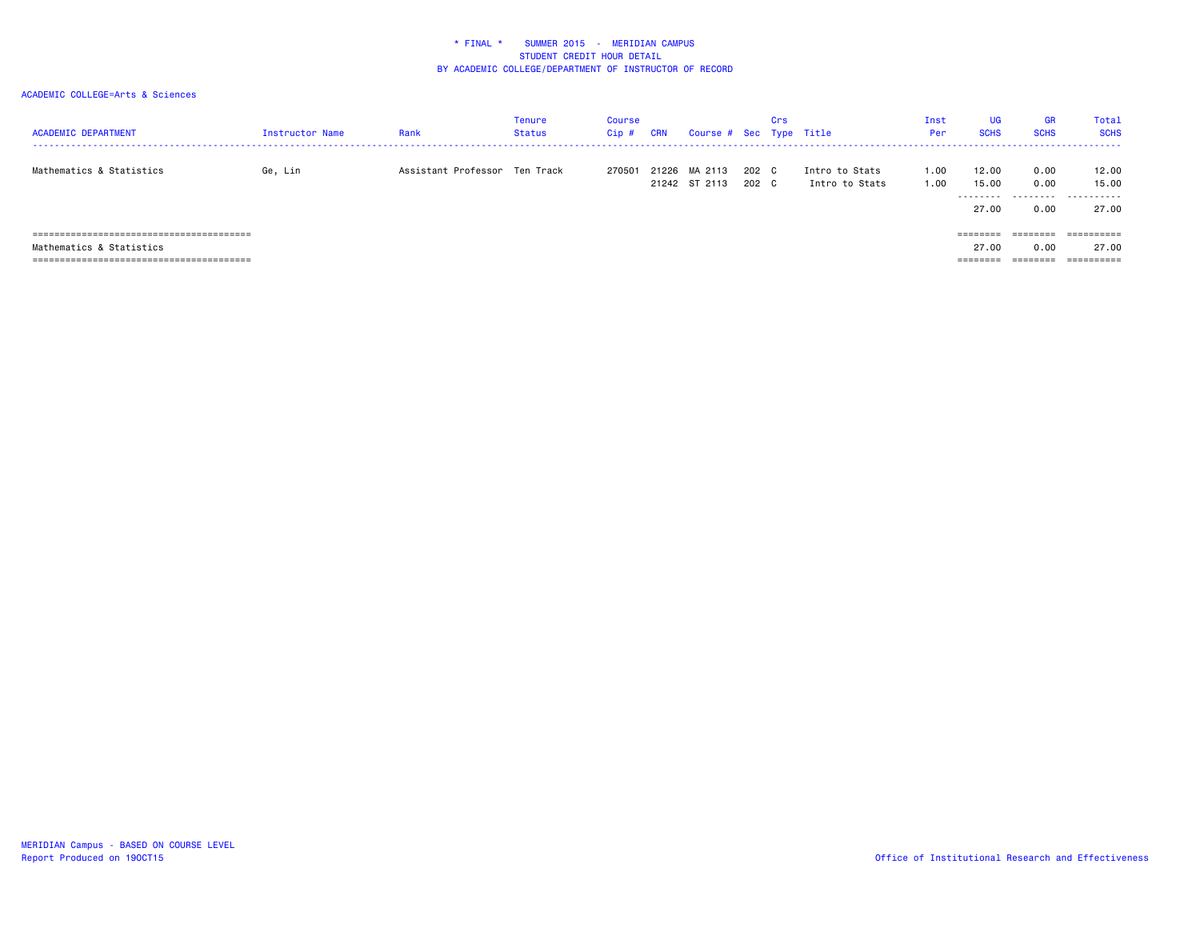\* FINAL \*    SUMMER 2015  -  MERIDIAN CAMPUS
STUDENT CREDIT HOUR DETAIL
BY ACADEMIC COLLEGE/DEPARTMENT OF INSTRUCTOR OF RECORD

ACADEMIC COLLEGE=Arts & Sciences

| ACADEMIC DEPARTMENT | Instructor Name | Rank | Tenure Status | Course Cip # | CRN | Course # | Sec | Crs Type | Title | Inst Per | UG SCHS | GR SCHS | Total SCHS |
|---|---|---|---|---|---|---|---|---|---|---|---|---|---|
| Mathematics & Statistics | Ge, Lin | Assistant Professor | Ten Track | 270501 | 21226 | MA 2113 | 202 | C | Intro to Stats | 1.00 | 12.00 | 0.00 | 12.00 |
| | | | | | 21242 | ST 2113 | 202 | C | Intro to Stats | 1.00 | 15.00 | 0.00 | 15.00 |
| | | | | | | | | | | | 27.00 | 0.00 | 27.00 |
| Mathematics & Statistics | | | | | | | | | | | 27.00 | 0.00 | 27.00 |

MERIDIAN Campus - BASED ON COURSE LEVEL
Report Produced on 19OCT15

Office of Institutional Research and Effectiveness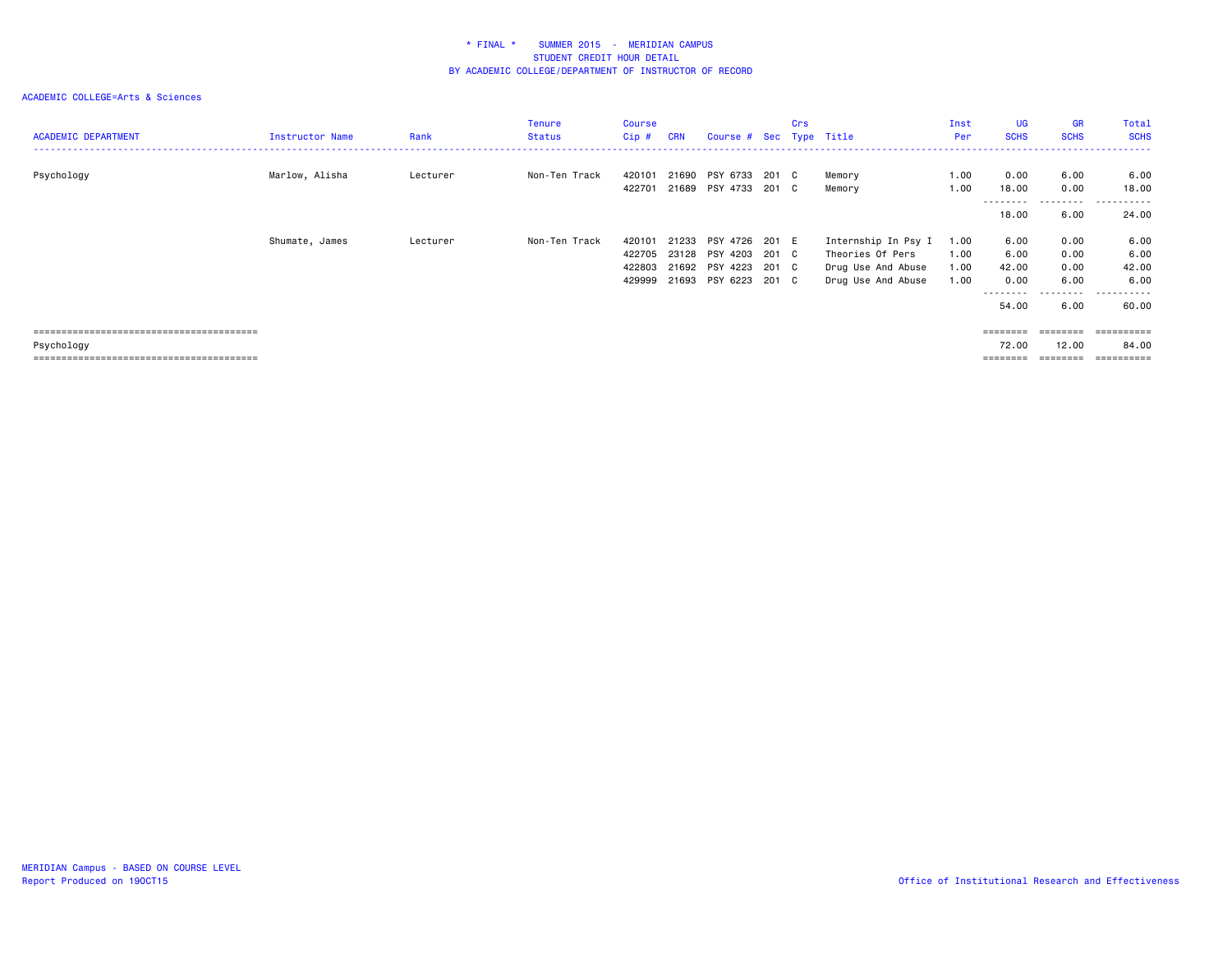\* FINAL \*    SUMMER 2015  -  MERIDIAN CAMPUS
STUDENT CREDIT HOUR DETAIL
BY ACADEMIC COLLEGE/DEPARTMENT OF INSTRUCTOR OF RECORD

ACADEMIC COLLEGE=Arts & Sciences

| ACADEMIC DEPARTMENT | Instructor Name | Rank | Tenure Status | Course Cip # | CRN | Course # | Sec | Crs Type | Title | Inst Per | UG SCHS | GR SCHS | Total SCHS |
|---|---|---|---|---|---|---|---|---|---|---|---|---|---|
| Psychology | Marlow, Alisha | Lecturer | Non-Ten Track | 420101 | 21690 | PSY 6733 | 201 | C | Memory | 1.00 | 0.00 | 6.00 | 6.00 |
| | | | | 422701 | 21689 | PSY 4733 | 201 | C | Memory | 1.00 | 18.00 | 0.00 | 18.00 |
| | | | | | | | | | | | 18.00 | 6.00 | 24.00 |
| | Shumate, James | Lecturer | Non-Ten Track | 420101 | 21233 | PSY 4726 | 201 | E | Internship In Psy I | 1.00 | 6.00 | 0.00 | 6.00 |
| | | | | 422705 | 23128 | PSY 4203 | 201 | C | Theories Of Pers | 1.00 | 6.00 | 0.00 | 6.00 |
| | | | | 422803 | 21692 | PSY 4223 | 201 | C | Drug Use And Abuse | 1.00 | 42.00 | 0.00 | 42.00 |
| | | | | 429999 | 21693 | PSY 6223 | 201 | C | Drug Use And Abuse | 1.00 | 0.00 | 6.00 | 6.00 |
| | | | | | | | | | | | 54.00 | 6.00 | 60.00 |
| Psychology | | | | | | | | | | | 72.00 | 12.00 | 84.00 |

MERIDIAN Campus - BASED ON COURSE LEVEL
Report Produced on 19OCT15

Office of Institutional Research and Effectiveness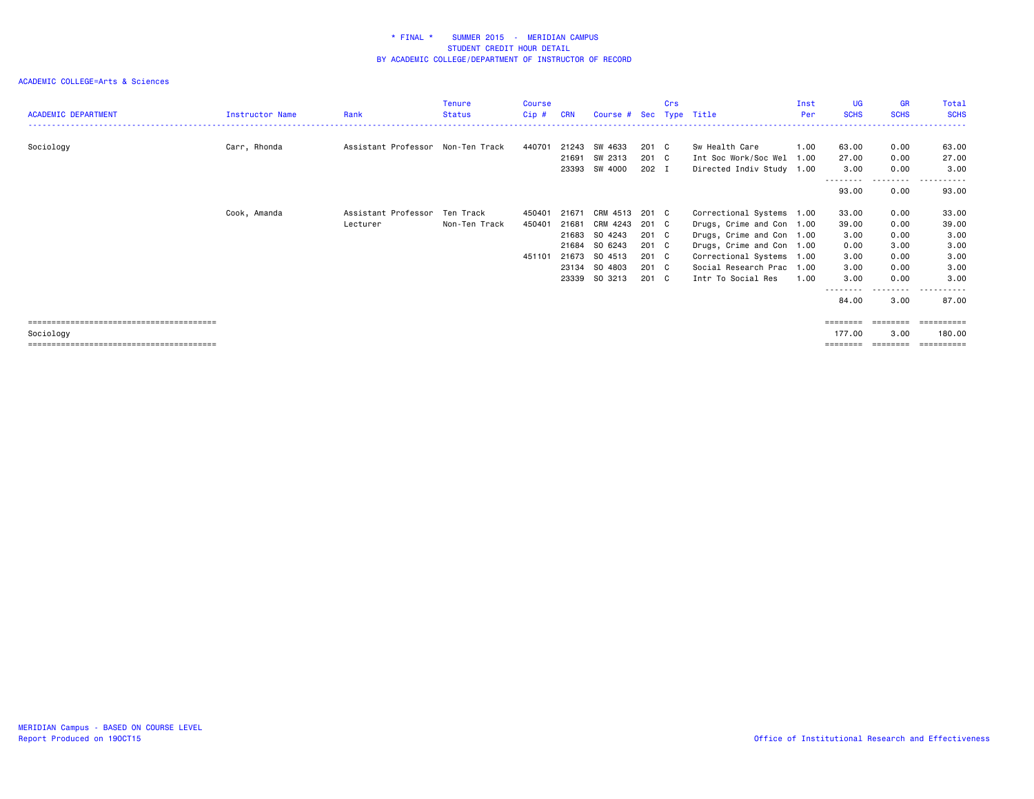\* FINAL \* SUMMER 2015 - MERIDIAN CAMPUS
STUDENT CREDIT HOUR DETAIL
BY ACADEMIC COLLEGE/DEPARTMENT OF INSTRUCTOR OF RECORD

ACADEMIC COLLEGE=Arts & Sciences

| ACADEMIC DEPARTMENT | Instructor Name | Rank | Tenure Status | Course Cip # | CRN | Course # | Sec | Crs Type | Title | Inst Per | UG SCHS | GR SCHS | Total SCHS |
|---|---|---|---|---|---|---|---|---|---|---|---|---|---|
| Sociology | Carr, Rhonda | Assistant Professor | Non-Ten Track | 440701 | 21243 | SW 4633 | 201 | C | Sw Health Care | 1.00 | 63.00 | 0.00 | 63.00 |
| | | | | | 21691 | SW 2313 | 201 | C | Int Soc Work/Soc Wel | 1.00 | 27.00 | 0.00 | 27.00 |
| | | | | | 23393 | SW 4000 | 202 | I | Directed Indiv Study | 1.00 | 3.00 | 0.00 | 3.00 |
| | | | | | | | | | | | 93.00 | 0.00 | 93.00 |
| | Cook, Amanda | Assistant Professor | Ten Track | 450401 | 21671 | CRM 4513 | 201 | C | Correctional Systems | 1.00 | 33.00 | 0.00 | 33.00 |
| | | Lecturer | Non-Ten Track | 450401 | 21681 | CRM 4243 | 201 | C | Drugs, Crime and Con | 1.00 | 39.00 | 0.00 | 39.00 |
| | | | | | 21683 | SO 4243 | 201 | C | Drugs, Crime and Con | 1.00 | 3.00 | 0.00 | 3.00 |
| | | | | | 21684 | SO 6243 | 201 | C | Drugs, Crime and Con | 1.00 | 0.00 | 3.00 | 3.00 |
| | | | | 451101 | 21673 | SO 4513 | 201 | C | Correctional Systems | 1.00 | 3.00 | 0.00 | 3.00 |
| | | | | | 23134 | SO 4803 | 201 | C | Social Research Prac | 1.00 | 3.00 | 0.00 | 3.00 |
| | | | | | 23339 | SO 3213 | 201 | C | Intr To Social Res | 1.00 | 3.00 | 0.00 | 3.00 |
| | | | | | | | | | | | 84.00 | 3.00 | 87.00 |
| Sociology | | | | | | | | | | | 177.00 | 3.00 | 180.00 |

MERIDIAN Campus - BASED ON COURSE LEVEL
Report Produced on 19OCT15

Office of Institutional Research and Effectiveness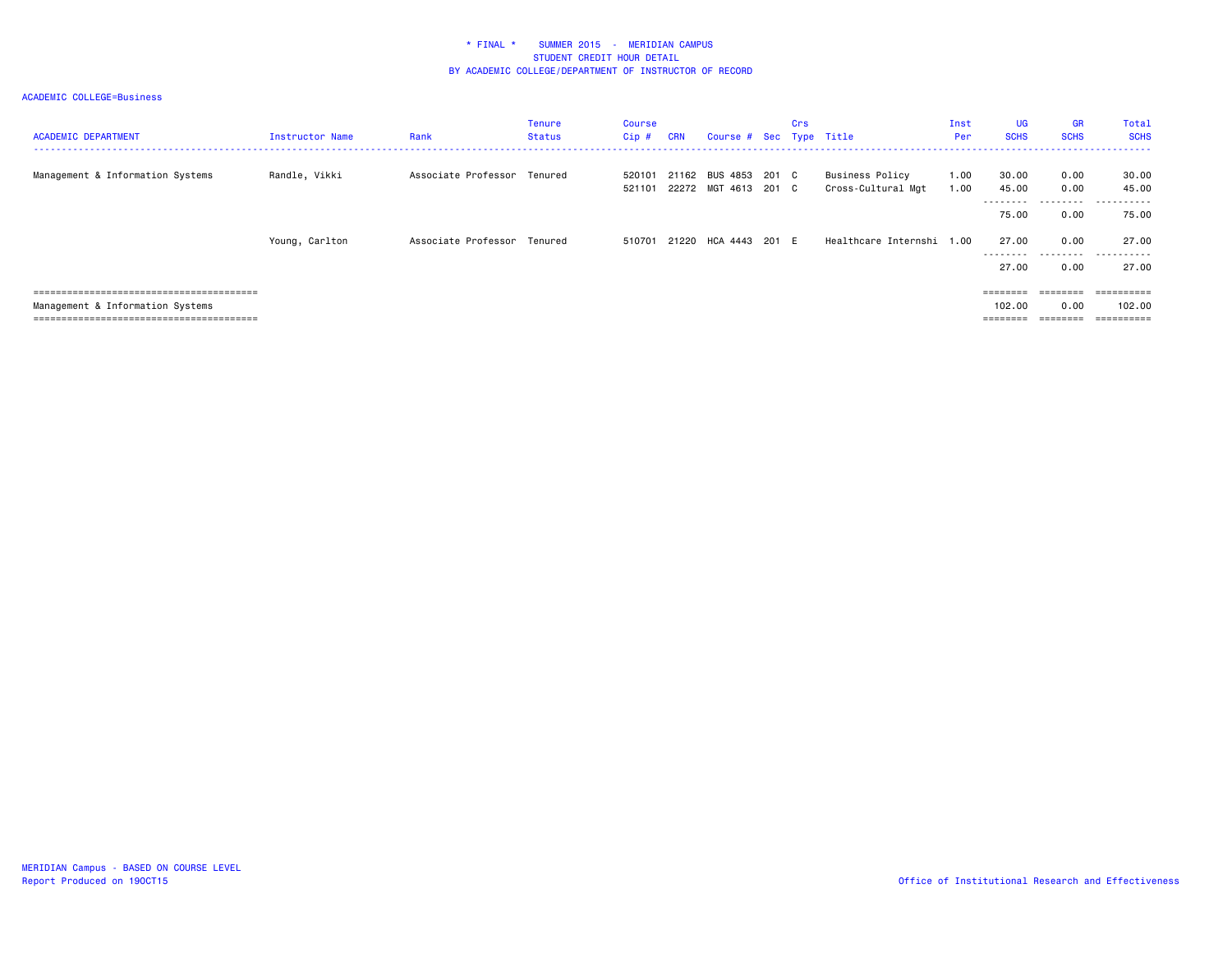* FINAL * SUMMER 2015 - MERIDIAN CAMPUS
STUDENT CREDIT HOUR DETAIL
BY ACADEMIC COLLEGE/DEPARTMENT OF INSTRUCTOR OF RECORD

ACADEMIC COLLEGE=Business

| ACADEMIC DEPARTMENT | Instructor Name | Rank | Tenure Status | Course Cip # | CRN | Course # | Sec | Crs Type | Title | Inst Per | UG SCHS | GR SCHS | Total SCHS |
|---|---|---|---|---|---|---|---|---|---|---|---|---|---|
| Management & Information Systems | Randle, Vikki | Associate Professor | Tenured | 520101 | 21162 | BUS 4853 | 201 | C | Business Policy | 1.00 | 30.00 | 0.00 | 30.00 |
| | | | | 521101 | 22272 | MGT 4613 | 201 | C | Cross-Cultural Mgt | 1.00 | 45.00 | 0.00 | 45.00 |
| | | | | | | | | | | | 75.00 | 0.00 | 75.00 |
| | Young, Carlton | Associate Professor | Tenured | 510701 | 21220 | HCA 4443 | 201 | E | Healthcare Internshi | 1.00 | 27.00 | 0.00 | 27.00 |
| | | | | | | | | | | | 27.00 | 0.00 | 27.00 |
| Management & Information Systems | | | | | | | | | | | 102.00 | 0.00 | 102.00 |

MERIDIAN Campus - BASED ON COURSE LEVEL
Report Produced on 19OCT15

Office of Institutional Research and Effectiveness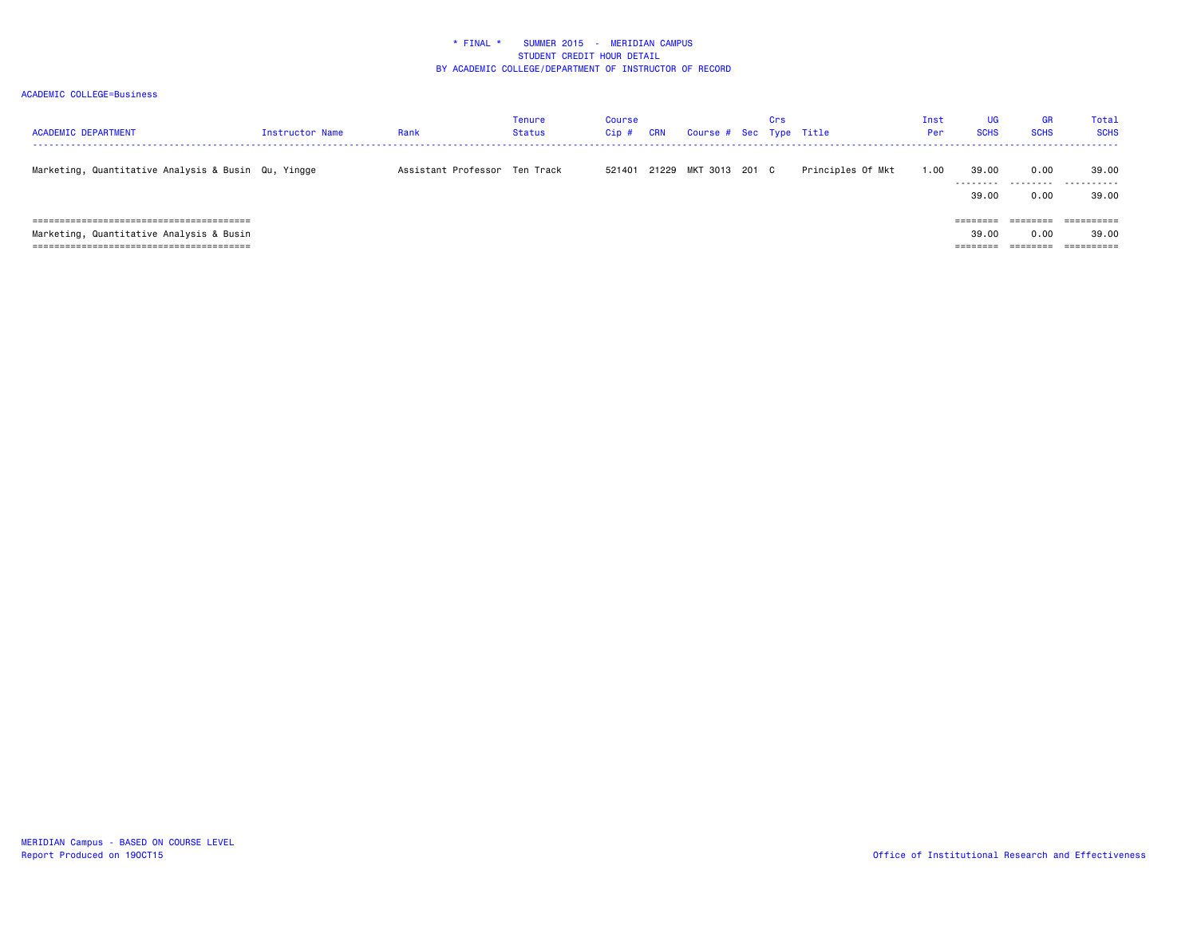* FINAL * SUMMER 2015 - MERIDIAN CAMPUS
STUDENT CREDIT HOUR DETAIL
BY ACADEMIC COLLEGE/DEPARTMENT OF INSTRUCTOR OF RECORD

ACADEMIC COLLEGE=Business

| ACADEMIC DEPARTMENT | Instructor Name | Rank | Tenure Status | Course Cip # | CRN | Course # | Sec | Crs Type | Title | Inst Per | UG SCHS | GR SCHS | Total SCHS |
|---|---|---|---|---|---|---|---|---|---|---|---|---|---|
| Marketing, Quantitative Analysis & Busin | Qu, Yingge | Assistant Professor | Ten Track | 521401 | 21229 | MKT 3013 | 201 | C | Principles Of Mkt | 1.00 | 39.00 | 0.00 | 39.00 |
| | | | | | | | | | | | 39.00 | 0.00 | 39.00 |
| Marketing, Quantitative Analysis & Busin | | | | | | | | | | | 39.00 | 0.00 | 39.00 |

MERIDIAN Campus - BASED ON COURSE LEVEL
Report Produced on 19OCT15

Office of Institutional Research and Effectiveness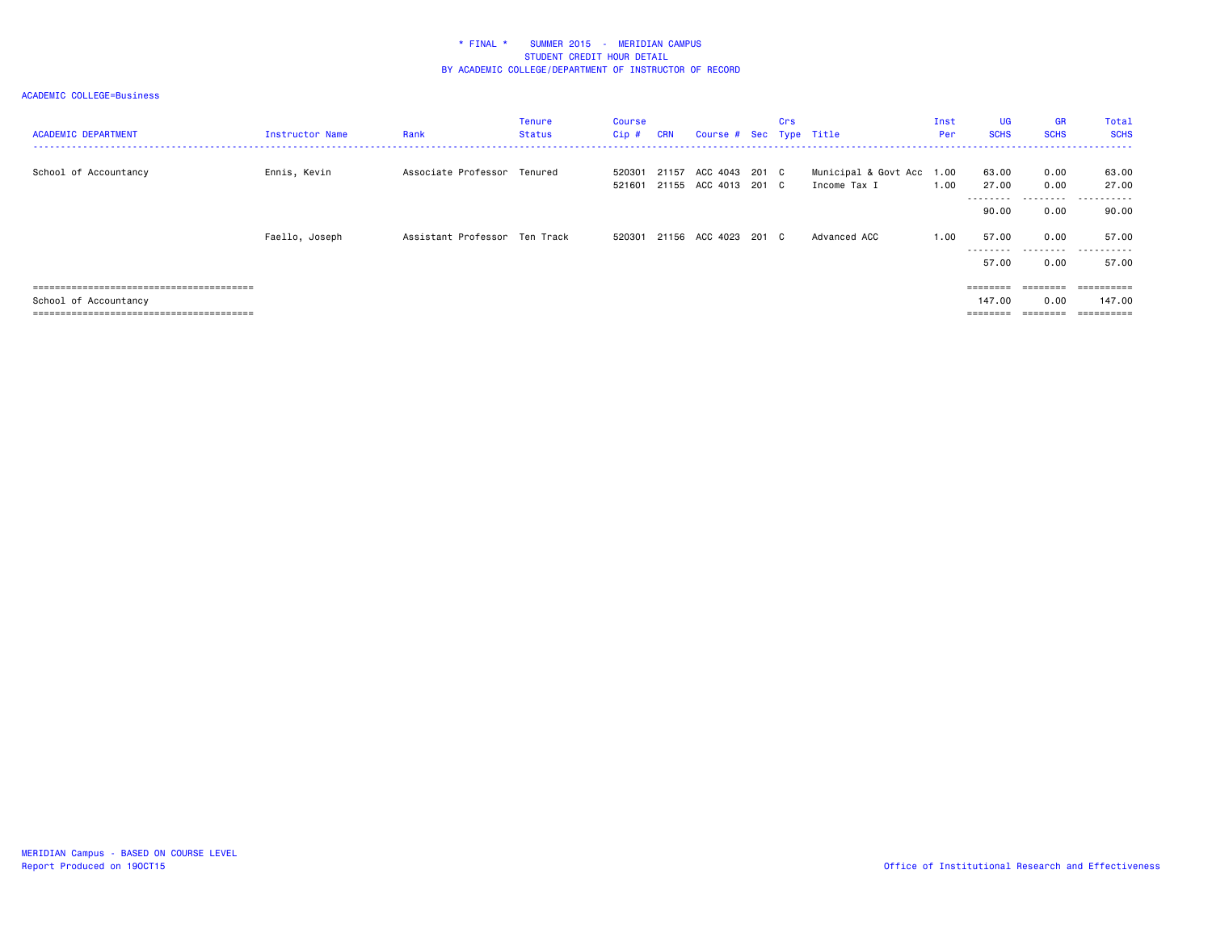\* FINAL \*    SUMMER 2015  -  MERIDIAN CAMPUS
STUDENT CREDIT HOUR DETAIL
BY ACADEMIC COLLEGE/DEPARTMENT OF INSTRUCTOR OF RECORD

ACADEMIC COLLEGE=Business

| ACADEMIC DEPARTMENT | Instructor Name | Rank | Tenure Status | Course Cip # | CRN | Course # | Sec | Crs Type | Title | Inst Per | UG SCHS | GR SCHS | Total SCHS |
|---|---|---|---|---|---|---|---|---|---|---|---|---|---|
| School of Accountancy | Ennis, Kevin | Associate Professor | Tenured | 520301 | 21157 | ACC 4043 | 201 | C | Municipal & Govt Acc | 1.00 | 63.00 | 0.00 | 63.00 |
| | | | | 521601 | 21155 | ACC 4013 | 201 | C | Income Tax I | 1.00 | 27.00 | 0.00 | 27.00 |
| | | | | | | | | | | | 90.00 | 0.00 | 90.00 |
| | Faello, Joseph | Assistant Professor | Ten Track | 520301 | 21156 | ACC 4023 | 201 | C | Advanced ACC | 1.00 | 57.00 | 0.00 | 57.00 |
| | | | | | | | | | | | 57.00 | 0.00 | 57.00 |
| School of Accountancy | | | | | | | | | | | 147.00 | 0.00 | 147.00 |

MERIDIAN Campus - BASED ON COURSE LEVEL
Report Produced on 19OCT15

Office of Institutional Research and Effectiveness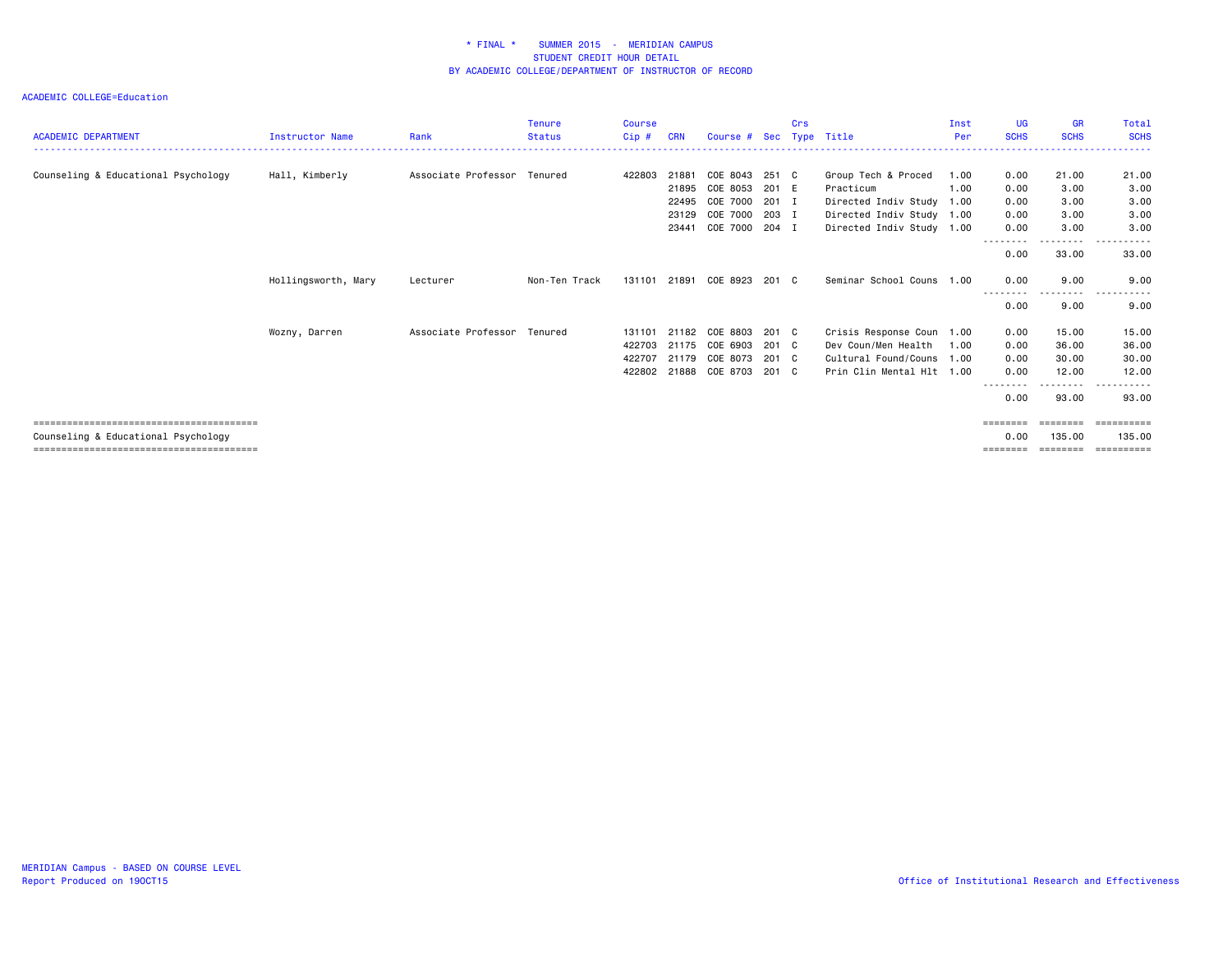* FINAL * SUMMER 2015 - MERIDIAN CAMPUS
STUDENT CREDIT HOUR DETAIL
BY ACADEMIC COLLEGE/DEPARTMENT OF INSTRUCTOR OF RECORD

ACADEMIC COLLEGE=Education

| ACADEMIC DEPARTMENT | Instructor Name | Rank | Tenure Status | Course Cip # | CRN | Course # | Sec | Crs Type | Title | Inst Per | UG SCHS | GR SCHS | Total SCHS |
|---|---|---|---|---|---|---|---|---|---|---|---|---|---|
| Counseling & Educational Psychology | Hall, Kimberly | Associate Professor | Tenured | 422803 | 21881 | COE 8043 | 251 | C | Group Tech & Proced | 1.00 | 0.00 | 21.00 | 21.00 |
| | | | | | 21895 | COE 8053 | 201 | E | Practicum | 1.00 | 0.00 | 3.00 | 3.00 |
| | | | | | 22495 | COE 7000 | 201 | I | Directed Indiv Study | 1.00 | 0.00 | 3.00 | 3.00 |
| | | | | | 23129 | COE 7000 | 203 | I | Directed Indiv Study | 1.00 | 0.00 | 3.00 | 3.00 |
| | | | | | 23441 | COE 7000 | 204 | I | Directed Indiv Study | 1.00 | 0.00 | 3.00 | 3.00 |
| | | | | | | | | | | | 0.00 | 33.00 | 33.00 |
| | Hollingsworth, Mary | Lecturer | Non-Ten Track | 131101 | 21891 | COE 8923 | 201 | C | Seminar School Couns | 1.00 | 0.00 | 9.00 | 9.00 |
| | | | | | | | | | | | 0.00 | 9.00 | 9.00 |
| | Wozny, Darren | Associate Professor | Tenured | 131101 | 21182 | COE 8803 | 201 | C | Crisis Response Coun | 1.00 | 0.00 | 15.00 | 15.00 |
| | | | | 422703 | 21175 | COE 6903 | 201 | C | Dev Coun/Men Health | 1.00 | 0.00 | 36.00 | 36.00 |
| | | | | 422707 | 21179 | COE 8073 | 201 | C | Cultural Found/Couns | 1.00 | 0.00 | 30.00 | 30.00 |
| | | | | 422802 | 21888 | COE 8703 | 201 | C | Prin Clin Mental Hlt | 1.00 | 0.00 | 12.00 | 12.00 |
| | | | | | | | | | | | 0.00 | 93.00 | 93.00 |
| Counseling & Educational Psychology | | | | | | | | | | | 0.00 | 135.00 | 135.00 |

MERIDIAN Campus - BASED ON COURSE LEVEL
Report Produced on 19OCT15

Office of Institutional Research and Effectiveness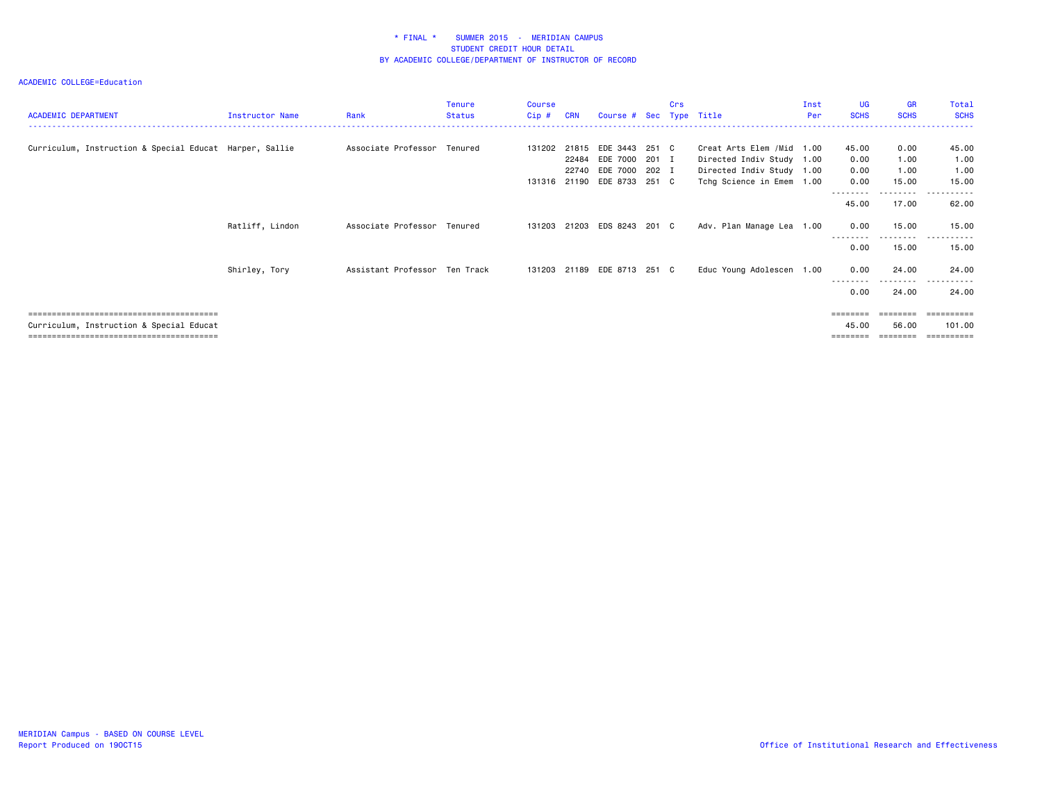* FINAL * SUMMER 2015 - MERIDIAN CAMPUS
STUDENT CREDIT HOUR DETAIL
BY ACADEMIC COLLEGE/DEPARTMENT OF INSTRUCTOR OF RECORD

ACADEMIC COLLEGE=Education

| ACADEMIC DEPARTMENT | Instructor Name | Rank | Tenure Status | Course Cip # | CRN | Course # | Sec | Crs Type | Title | Inst Per | UG SCHS | GR SCHS | Total SCHS |
|---|---|---|---|---|---|---|---|---|---|---|---|---|---|
| Curriculum, Instruction & Special Educat | Harper, Sallie | Associate Professor | Tenured | 131202 | 21815 | EDE 3443 | 251 | C | Creat Arts Elem /Mid | 1.00 | 45.00 | 0.00 | 45.00 |
| | | | | | 22484 | EDE 7000 | 201 | I | Directed Indiv Study | 1.00 | 0.00 | 1.00 | 1.00 |
| | | | | | 22740 | EDE 7000 | 202 | I | Directed Indiv Study | 1.00 | 0.00 | 1.00 | 1.00 |
| | | | | 131316 | 21190 | EDE 8733 | 251 | C | Tchg Science in Emem | 1.00 | 0.00 | 15.00 | 15.00 |
| | | | | | | | | | | | 45.00 | 17.00 | 62.00 |
| | Ratliff, Lindon | Associate Professor | Tenured | 131203 | 21203 | EDS 8243 | 201 | C | Adv. Plan Manage Lea | 1.00 | 0.00 | 15.00 | 15.00 |
| | | | | | | | | | | | 0.00 | 15.00 | 15.00 |
| | Shirley, Tory | Assistant Professor | Ten Track | 131203 | 21189 | EDE 8713 | 251 | C | Educ Young Adolescen | 1.00 | 0.00 | 24.00 | 24.00 |
| | | | | | | | | | | | 0.00 | 24.00 | 24.00 |
| Curriculum, Instruction & Special Educat | | | | | | | | | | | 45.00 | 56.00 | 101.00 |

MERIDIAN Campus - BASED ON COURSE LEVEL
Report Produced on 19OCT15

Office of Institutional Research and Effectiveness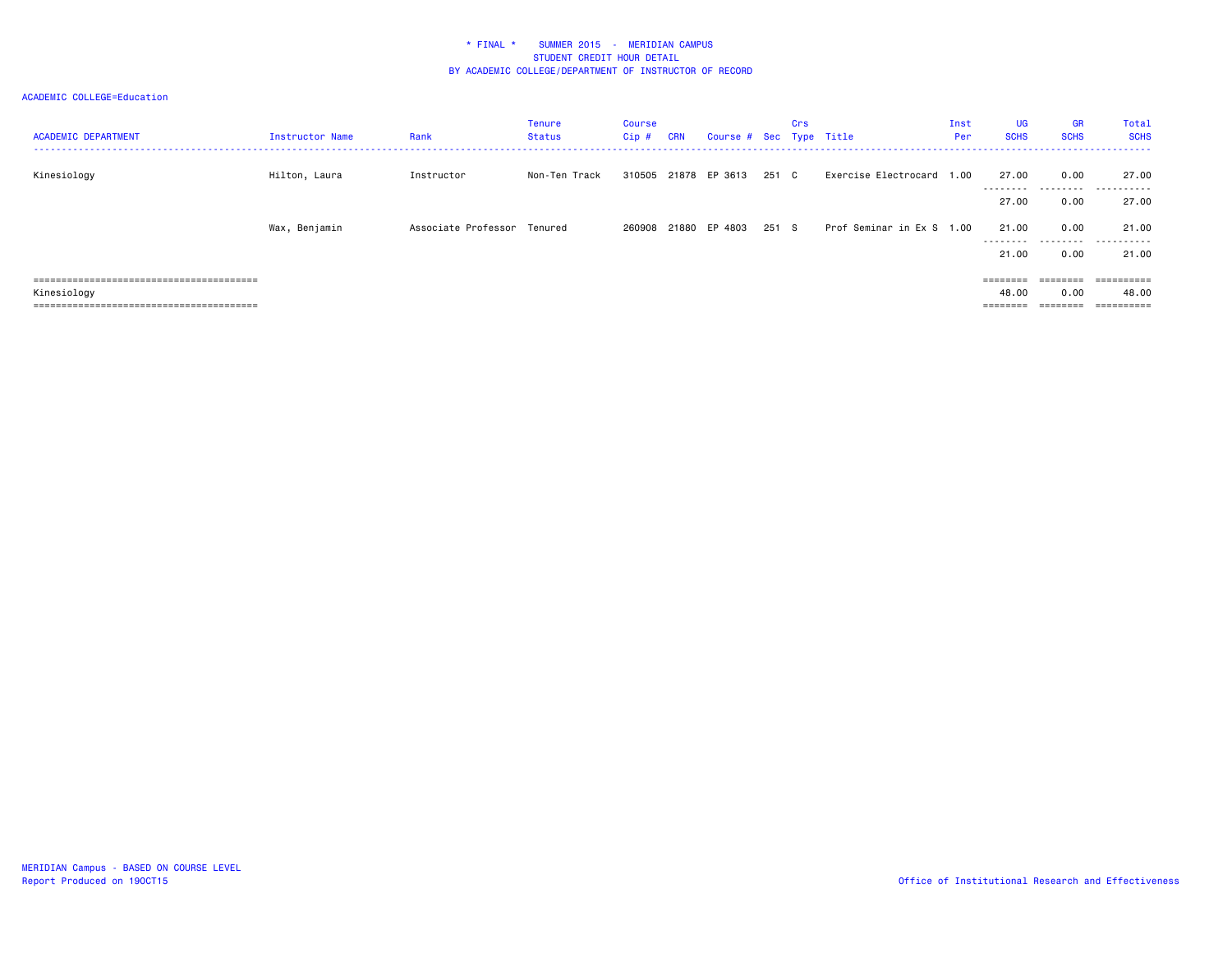\* FINAL \* SUMMER 2015 - MERIDIAN CAMPUS
STUDENT CREDIT HOUR DETAIL
BY ACADEMIC COLLEGE/DEPARTMENT OF INSTRUCTOR OF RECORD

ACADEMIC COLLEGE=Education

| ACADEMIC DEPARTMENT | Instructor Name | Rank | Tenure Status | Course Cip # | CRN | Course # | Sec | Crs Type | Title | Inst Per | UG SCHS | GR SCHS | Total SCHS |
|---|---|---|---|---|---|---|---|---|---|---|---|---|---|
| Kinesiology | Hilton, Laura | Instructor | Non-Ten Track | 310505 | 21878 | EP 3613 | 251 | C | Exercise Electrocard | 1.00 | 27.00 | 0.00 | 27.00 |
| | | | | | | | | | | | 27.00 | 0.00 | 27.00 |
| | Wax, Benjamin | Associate Professor | Tenured | 260908 | 21880 | EP 4803 | 251 | S | Prof Seminar in Ex S | 1.00 | 21.00 | 0.00 | 21.00 |
| | | | | | | | | | | | 21.00 | 0.00 | 21.00 |
| Kinesiology | | | | | | | | | | | 48.00 | 0.00 | 48.00 |

MERIDIAN Campus - BASED ON COURSE LEVEL
Report Produced on 19OCT15

Office of Institutional Research and Effectiveness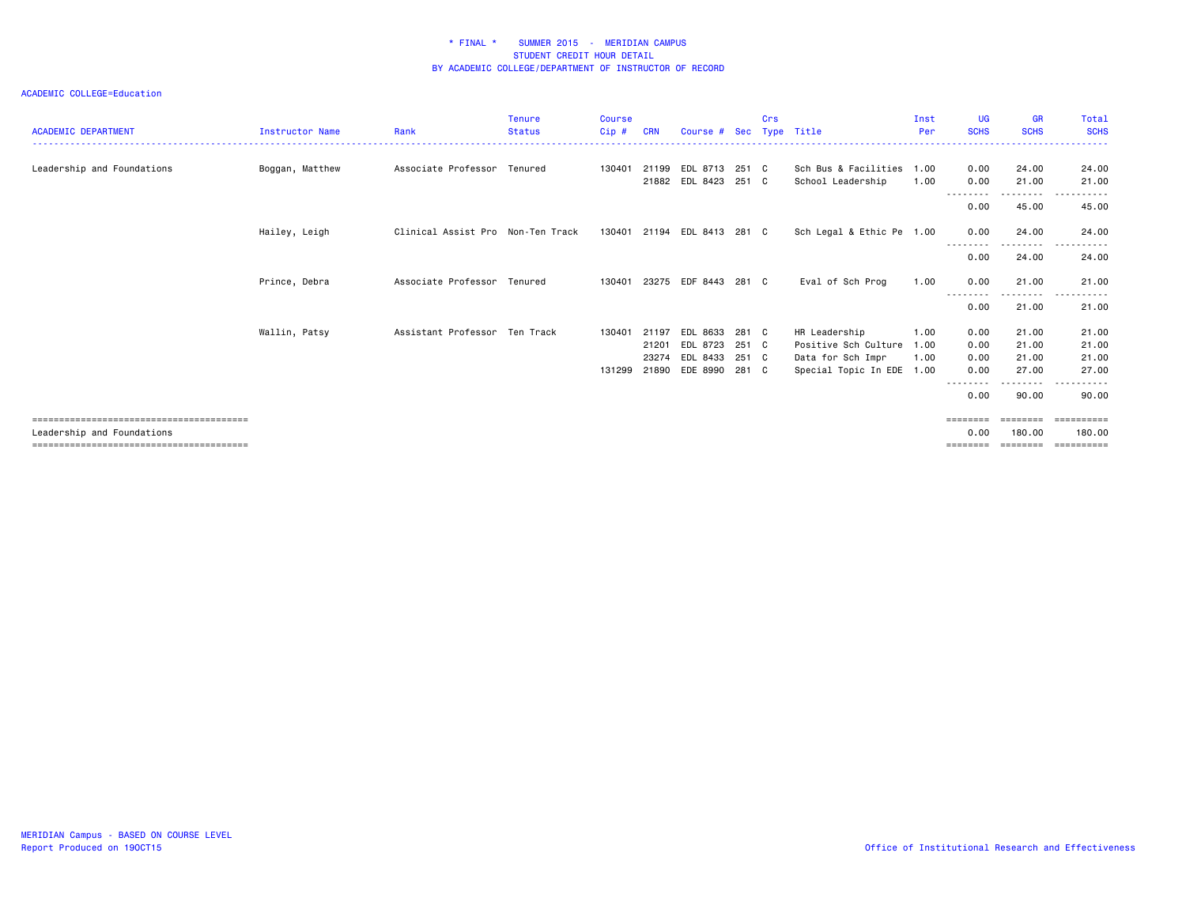\* FINAL \*    SUMMER 2015  -  MERIDIAN CAMPUS
STUDENT CREDIT HOUR DETAIL
BY ACADEMIC COLLEGE/DEPARTMENT OF INSTRUCTOR OF RECORD

ACADEMIC COLLEGE=Education

| ACADEMIC DEPARTMENT | Instructor Name | Rank | Tenure Status | Course Cip # | CRN | Course # | Sec | Crs Type | Title | Inst Per | UG SCHS | GR SCHS | Total SCHS |
|---|---|---|---|---|---|---|---|---|---|---|---|---|---|
| Leadership and Foundations | Boggan, Matthew | Associate Professor | Tenured | 130401 | 21199 | EDL 8713 | 251 | C | Sch Bus & Facilities | 1.00 | 0.00 | 24.00 | 24.00 |
| | | | | | 21882 | EDL 8423 | 251 | C | School Leadership | 1.00 | 0.00 | 21.00 | 21.00 |
| | | | | | | | | | | | 0.00 | 45.00 | 45.00 |
| | Hailey, Leigh | Clinical Assist Pro | Non-Ten Track | 130401 | 21194 | EDL 8413 | 281 | C | Sch Legal & Ethic Pe | 1.00 | 0.00 | 24.00 | 24.00 |
| | | | | | | | | | | | 0.00 | 24.00 | 24.00 |
| | Prince, Debra | Associate Professor | Tenured | 130401 | 23275 | EDF 8443 | 281 | C | Eval of Sch Prog | 1.00 | 0.00 | 21.00 | 21.00 |
| | | | | | | | | | | | 0.00 | 21.00 | 21.00 |
| | Wallin, Patsy | Assistant Professor | Ten Track | 130401 | 21197 | EDL 8633 | 281 | C | HR Leadership | 1.00 | 0.00 | 21.00 | 21.00 |
| | | | | | 21201 | EDL 8723 | 251 | C | Positive Sch Culture | 1.00 | 0.00 | 21.00 | 21.00 |
| | | | | | 23274 | EDL 8433 | 251 | C | Data for Sch Impr | 1.00 | 0.00 | 21.00 | 21.00 |
| | | | | 131299 | 21890 | EDE 8990 | 281 | C | Special Topic In EDE | 1.00 | 0.00 | 27.00 | 27.00 |
| | | | | | | | | | | | 0.00 | 90.00 | 90.00 |
| Leadership and Foundations | | | | | | | | | | | 0.00 | 180.00 | 180.00 |

MERIDIAN Campus - BASED ON COURSE LEVEL
Report Produced on 19OCT15

Office of Institutional Research and Effectiveness